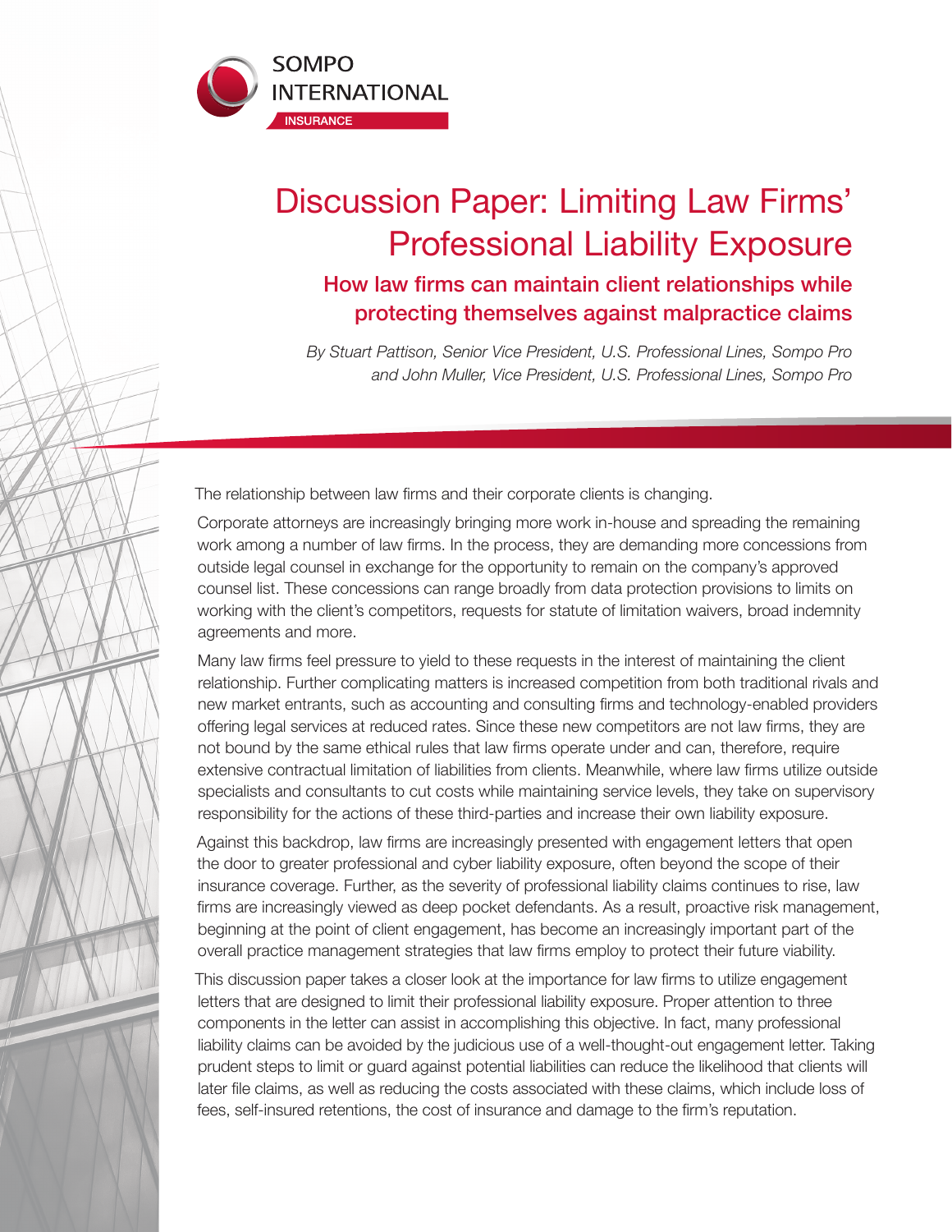SOMPO INTERNATIONAL

INSURANCE

# Discussion Paper: Limiting Law Firms' Professional Liability Exposure

## How law firms can maintain client relationships while protecting themselves against malpractice claims

*By Stuart Pattison, Senior Vice President, U.S. Professional Lines, Sompo Pro and John Muller, Vice President, U.S. Professional Lines, Sompo Pro*

The relationship between law firms and their corporate clients is changing.

Corporate attorneys are increasingly bringing more work in-house and spreading the remaining work among a number of law firms. In the process, they are demanding more concessions from outside legal counsel in exchange for the opportunity to remain on the company's approved counsel list. These concessions can range broadly from data protection provisions to limits on working with the client's competitors, requests for statute of limitation waivers, broad indemnity agreements and more.

Many law firms feel pressure to yield to these requests in the interest of maintaining the client relationship. Further complicating matters is increased competition from both traditional rivals and new market entrants, such as accounting and consulting firms and technology-enabled providers offering legal services at reduced rates. Since these new competitors are not law firms, they are not bound by the same ethical rules that law firms operate under and can, therefore, require extensive contractual limitation of liabilities from clients. Meanwhile, where law firms utilize outside specialists and consultants to cut costs while maintaining service levels, they take on supervisory responsibility for the actions of these third-parties and increase their own liability exposure.

Against this backdrop, law firms are increasingly presented with engagement letters that open the door to greater professional and cyber liability exposure, often beyond the scope of their insurance coverage. Further, as the severity of professional liability claims continues to rise, law firms are increasingly viewed as deep pocket defendants. As a result, proactive risk management, beginning at the point of client engagement, has become an increasingly important part of the overall practice management strategies that law firms employ to protect their future viability.

This discussion paper takes a closer look at the importance for law firms to utilize engagement letters that are designed to limit their professional liability exposure. Proper attention to three components in the letter can assist in accomplishing this objective. In fact, many professional liability claims can be avoided by the judicious use of a well-thought-out engagement letter. Taking prudent steps to limit or guard against potential liabilities can reduce the likelihood that clients will later file claims, as well as reducing the costs associated with these claims, which include loss of fees, self-insured retentions, the cost of insurance and damage to the firm's reputation.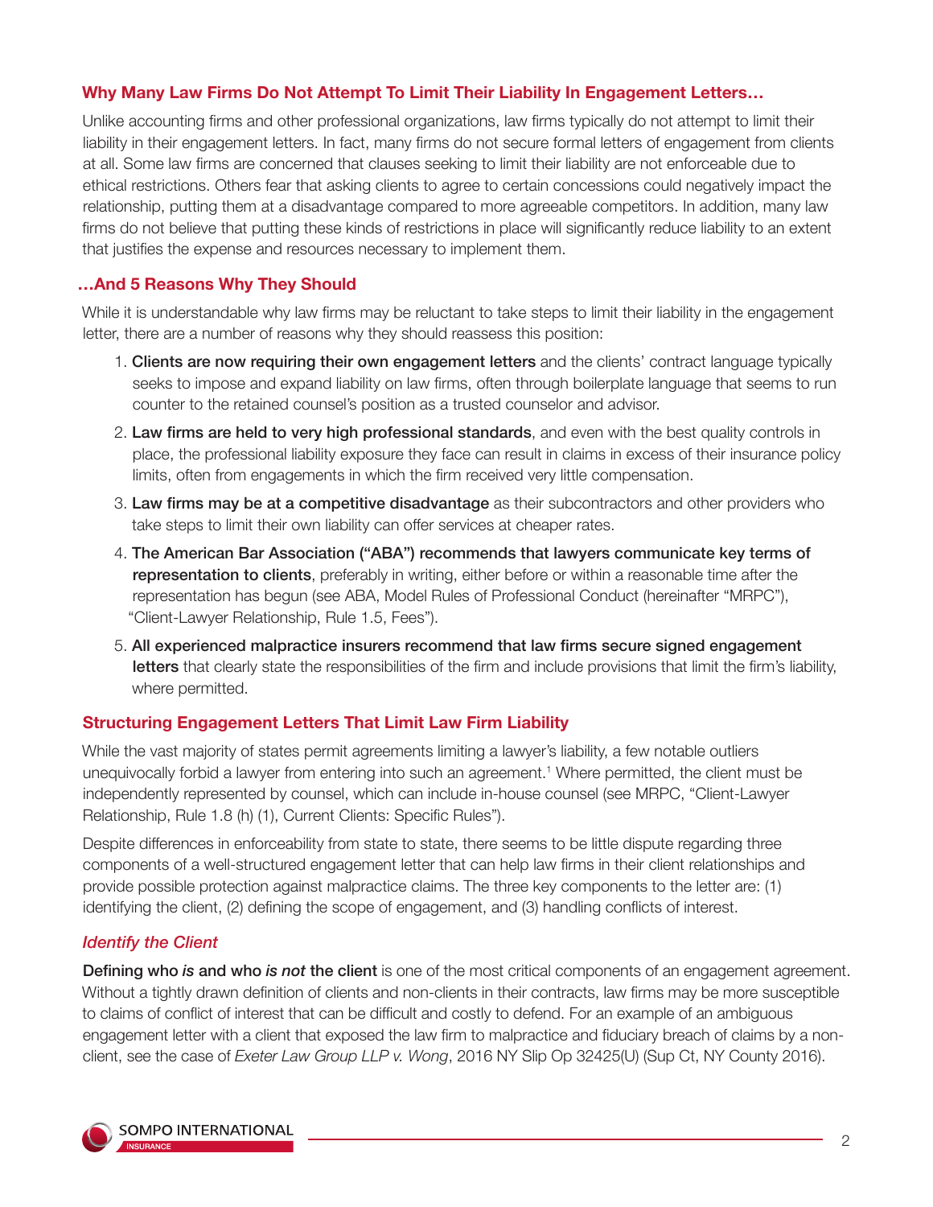## Why Many Law Firms Do Not Attempt To Limit Their Liability In Engagement Letters…

Unlike accounting firms and other professional organizations, law firms typically do not attempt to limit their liability in their engagement letters. In fact, many firms do not secure formal letters of engagement from clients at all. Some law firms are concerned that clauses seeking to limit their liability are not enforceable due to ethical restrictions. Others fear that asking clients to agree to certain concessions could negatively impact the relationship, putting them at a disadvantage compared to more agreeable competitors. In addition, many law firms do not believe that putting these kinds of restrictions in place will significantly reduce liability to an extent that justifies the expense and resources necessary to implement them.

## …And 5 Reasons Why They Should

While it is understandable why law firms may be reluctant to take steps to limit their liability in the engagement letter, there are a number of reasons why they should reassess this position:

1. **Clients are now requiring their own engagement letters** and the clients' contract language typically seeks to impose and expand liability on law firms, often through boilerplate language that seems to run counter to the retained counsel's position as a trusted counselor and advisor.
2. **Law firms are held to very high professional standards**, and even with the best quality controls in place, the professional liability exposure they face can result in claims in excess of their insurance policy limits, often from engagements in which the firm received very little compensation.
3. **Law firms may be at a competitive disadvantage** as their subcontractors and other providers who take steps to limit their own liability can offer services at cheaper rates.
4. **The American Bar Association ("ABA") recommends that lawyers communicate key terms of representation to clients**, preferably in writing, either before or within a reasonable time after the representation has begun (see ABA, Model Rules of Professional Conduct (hereinafter "MRPC"), "Client-Lawyer Relationship, Rule 1.5, Fees").
5. **All experienced malpractice insurers recommend that law firms secure signed engagement letters** that clearly state the responsibilities of the firm and include provisions that limit the firm's liability, where permitted.

## Structuring Engagement Letters That Limit Law Firm Liability

While the vast majority of states permit agreements limiting a lawyer's liability, a few notable outliers unequivocally forbid a lawyer from entering into such an agreement.[1] Where permitted, the client must be independently represented by counsel, which can include in-house counsel (see MRPC, "Client-Lawyer Relationship, Rule 1.8 (h) (1), Current Clients: Specific Rules").

Despite differences in enforceability from state to state, there seems to be little dispute regarding three components of a well-structured engagement letter that can help law firms in their client relationships and provide possible protection against malpractice claims. The three key components to the letter are: (1) identifying the client, (2) defining the scope of engagement, and (3) handling conflicts of interest.

### *Identify the Client*

**Defining who *is* and who *is not* the client** is one of the most critical components of an engagement agreement. Without a tightly drawn definition of clients and non-clients in their contracts, law firms may be more susceptible to claims of conflict of interest that can be difficult and costly to defend. For an example of an ambiguous engagement letter with a client that exposed the law firm to malpractice and fiduciary breach of claims by a non-client, see the case of *Exeter Law Group LLP v. Wong*, 2016 NY Slip Op 32425(U) (Sup Ct, NY County 2016).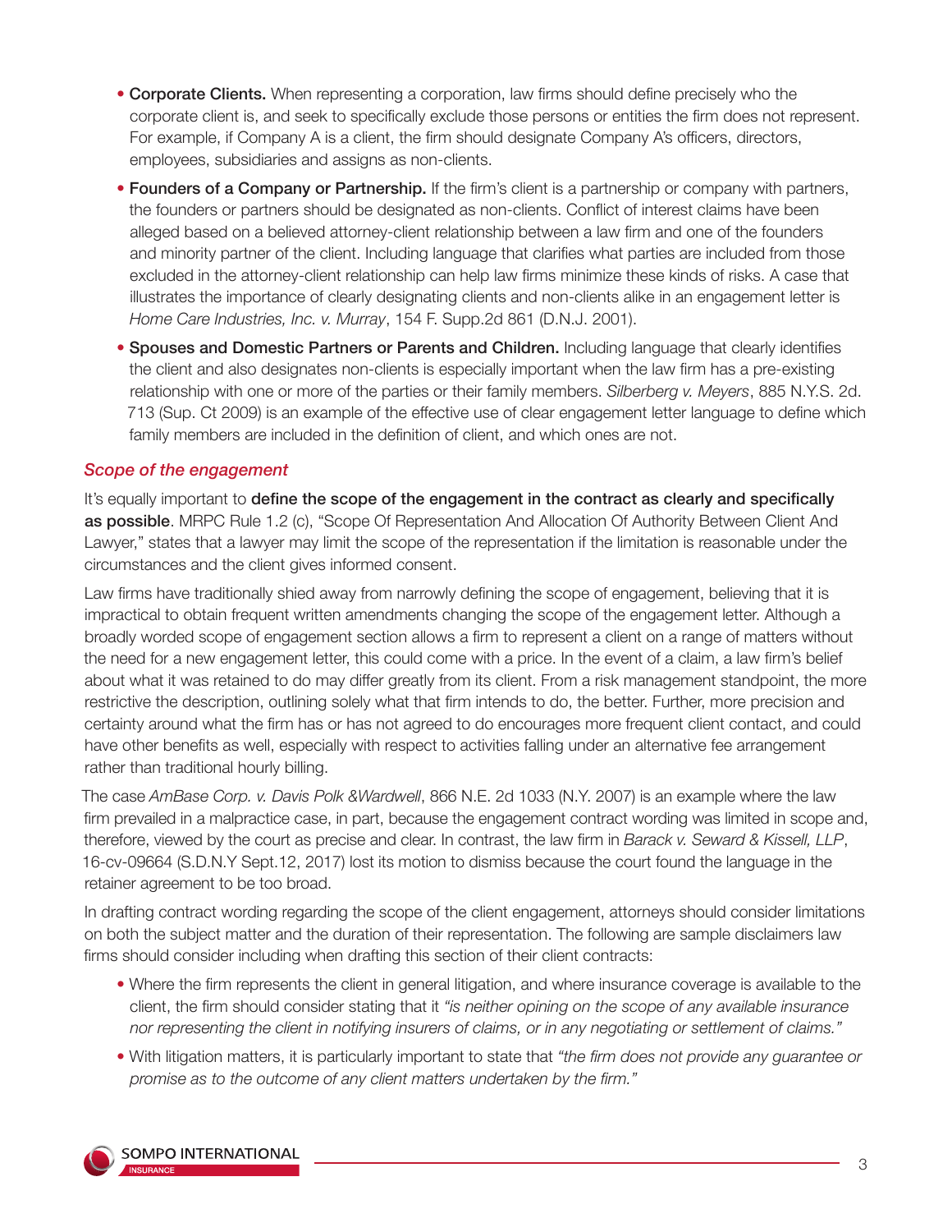- **Corporate Clients.** When representing a corporation, law firms should define precisely who the corporate client is, and seek to specifically exclude those persons or entities the firm does not represent. For example, if Company A is a client, the firm should designate Company A's officers, directors, employees, subsidiaries and assigns as non-clients.
- **Founders of a Company or Partnership.** If the firm's client is a partnership or company with partners, the founders or partners should be designated as non-clients. Conflict of interest claims have been alleged based on a believed attorney-client relationship between a law firm and one of the founders and minority partner of the client. Including language that clarifies what parties are included from those excluded in the attorney-client relationship can help law firms minimize these kinds of risks. A case that illustrates the importance of clearly designating clients and non-clients alike in an engagement letter is *Home Care Industries, Inc. v. Murray*, 154 F. Supp.2d 861 (D.N.J. 2001).
- **Spouses and Domestic Partners or Parents and Children.** Including language that clearly identifies the client and also designates non-clients is especially important when the law firm has a pre-existing relationship with one or more of the parties or their family members. *Silberberg v. Meyers*, 885 N.Y.S. 2d. 713 (Sup. Ct 2009) is an example of the effective use of clear engagement letter language to define which family members are included in the definition of client, and which ones are not.

### *Scope of the engagement*

It's equally important to **define the scope of the engagement in the contract as clearly and specifically as possible**. MRPC Rule 1.2 (c), "Scope Of Representation And Allocation Of Authority Between Client And Lawyer," states that a lawyer may limit the scope of the representation if the limitation is reasonable under the circumstances and the client gives informed consent.

Law firms have traditionally shied away from narrowly defining the scope of engagement, believing that it is impractical to obtain frequent written amendments changing the scope of the engagement letter. Although a broadly worded scope of engagement section allows a firm to represent a client on a range of matters without the need for a new engagement letter, this could come with a price. In the event of a claim, a law firm's belief about what it was retained to do may differ greatly from its client. From a risk management standpoint, the more restrictive the description, outlining solely what that firm intends to do, the better. Further, more precision and certainty around what the firm has or has not agreed to do encourages more frequent client contact, and could have other benefits as well, especially with respect to activities falling under an alternative fee arrangement rather than traditional hourly billing.

The case *AmBase Corp. v. Davis Polk &Wardwell*, 866 N.E. 2d 1033 (N.Y. 2007) is an example where the law firm prevailed in a malpractice case, in part, because the engagement contract wording was limited in scope and, therefore, viewed by the court as precise and clear. In contrast, the law firm in *Barack v. Seward & Kissell, LLP*, 16-cv-09664 (S.D.N.Y Sept.12, 2017) lost its motion to dismiss because the court found the language in the retainer agreement to be too broad.

In drafting contract wording regarding the scope of the client engagement, attorneys should consider limitations on both the subject matter and the duration of their representation. The following are sample disclaimers law firms should consider including when drafting this section of their client contracts:

- Where the firm represents the client in general litigation, and where insurance coverage is available to the client, the firm should consider stating that it *"is neither opining on the scope of any available insurance nor representing the client in notifying insurers of claims, or in any negotiating or settlement of claims."*
- With litigation matters, it is particularly important to state that *"the firm does not provide any guarantee or promise as to the outcome of any client matters undertaken by the firm."*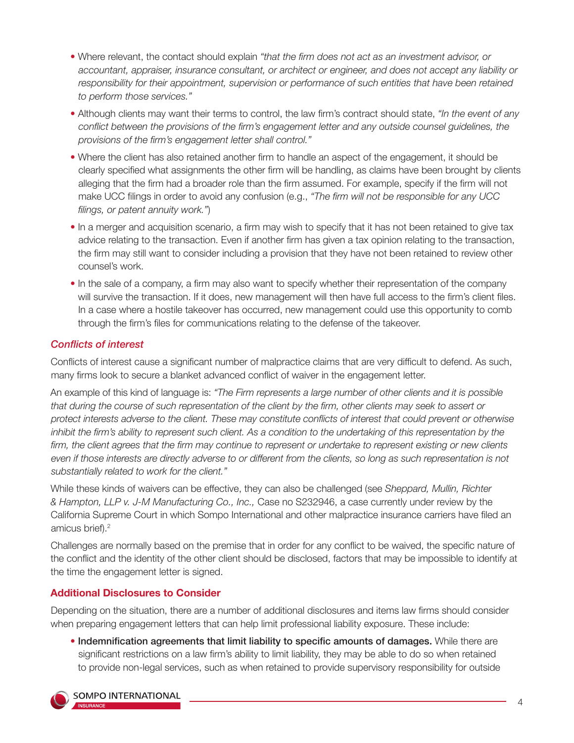- Where relevant, the contact should explain *"that the firm does not act as an investment advisor, or accountant, appraiser, insurance consultant, or architect or engineer, and does not accept any liability or responsibility for their appointment, supervision or performance of such entities that have been retained to perform those services."*
- Although clients may want their terms to control, the law firm's contract should state, *"In the event of any conflict between the provisions of the firm's engagement letter and any outside counsel guidelines, the provisions of the firm's engagement letter shall control."*
- Where the client has also retained another firm to handle an aspect of the engagement, it should be clearly specified what assignments the other firm will be handling, as claims have been brought by clients alleging that the firm had a broader role than the firm assumed. For example, specify if the firm will not make UCC filings in order to avoid any confusion (e.g., *"The firm will not be responsible for any UCC filings, or patent annuity work."*)
- In a merger and acquisition scenario, a firm may wish to specify that it has not been retained to give tax advice relating to the transaction. Even if another firm has given a tax opinion relating to the transaction, the firm may still want to consider including a provision that they have not been retained to review other counsel's work.
- In the sale of a company, a firm may also want to specify whether their representation of the company will survive the transaction. If it does, new management will then have full access to the firm's client files. In a case where a hostile takeover has occurred, new management could use this opportunity to comb through the firm's files for communications relating to the defense of the takeover.

### *Conflicts of interest*

Conflicts of interest cause a significant number of malpractice claims that are very difficult to defend. As such, many firms look to secure a blanket advanced conflict of waiver in the engagement letter.

An example of this kind of language is: *"The Firm represents a large number of other clients and it is possible that during the course of such representation of the client by the firm, other clients may seek to assert or protect interests adverse to the client. These may constitute conflicts of interest that could prevent or otherwise inhibit the firm's ability to represent such client. As a condition to the undertaking of this representation by the firm, the client agrees that the firm may continue to represent or undertake to represent existing or new clients even if those interests are directly adverse to or different from the clients, so long as such representation is not substantially related to work for the client."*

While these kinds of waivers can be effective, they can also be challenged (see *Sheppard, Mullin, Richter & Hampton, LLP v. J-M Manufacturing Co., Inc.,* Case no S232946, a case currently under review by the California Supreme Court in which Sompo International and other malpractice insurance carriers have filed an amicus brief).[2]

Challenges are normally based on the premise that in order for any conflict to be waived, the specific nature of the conflict and the identity of the other client should be disclosed, factors that may be impossible to identify at the time the engagement letter is signed.

### Additional Disclosures to Consider

Depending on the situation, there are a number of additional disclosures and items law firms should consider when preparing engagement letters that can help limit professional liability exposure. These include:

- **Indemnification agreements that limit liability to specific amounts of damages.** While there are significant restrictions on a law firm's ability to limit liability, they may be able to do so when retained to provide non-legal services, such as when retained to provide supervisory responsibility for outside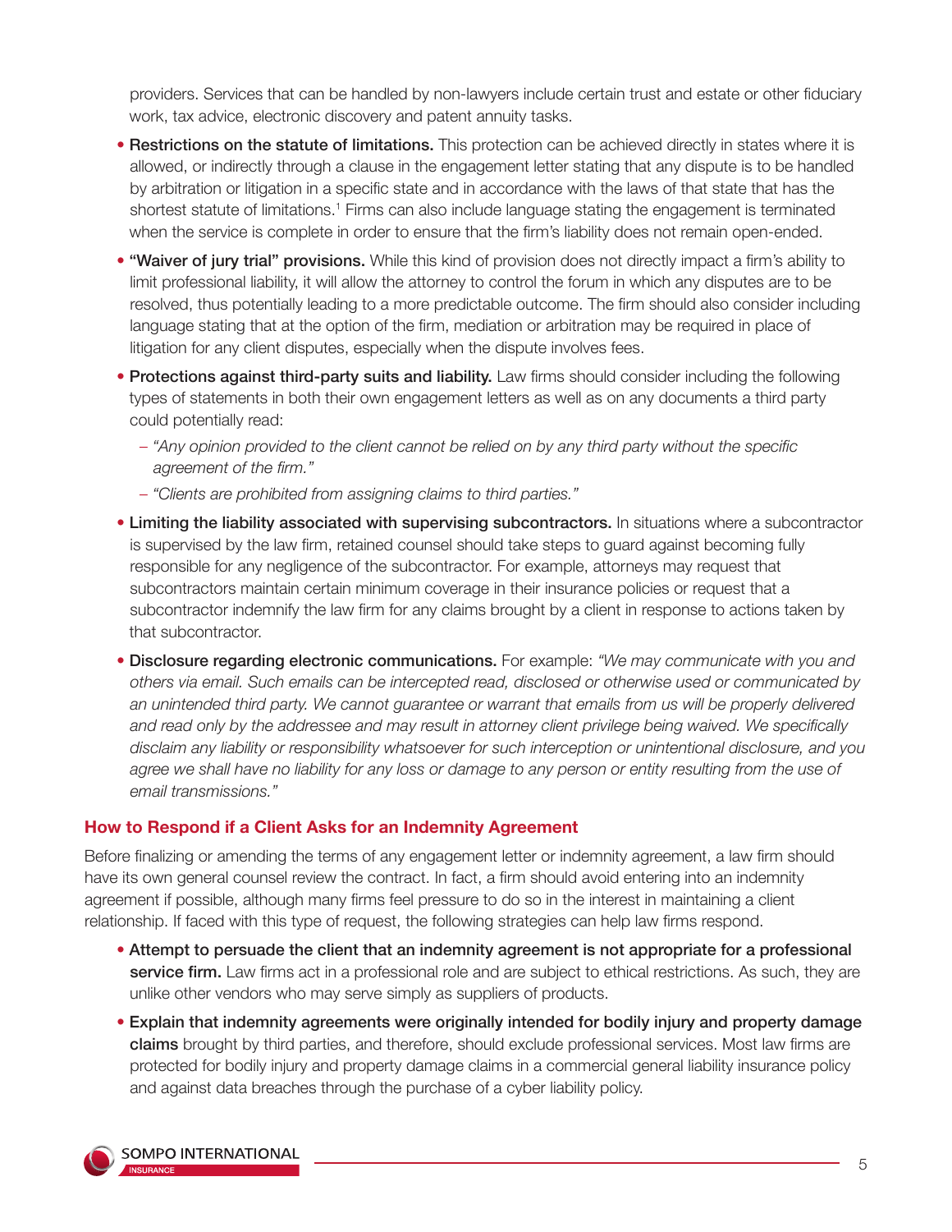providers. Services that can be handled by non-lawyers include certain trust and estate or other fiduciary work, tax advice, electronic discovery and patent annuity tasks.

- **Restrictions on the statute of limitations.** This protection can be achieved directly in states where it is allowed, or indirectly through a clause in the engagement letter stating that any dispute is to be handled by arbitration or litigation in a specific state and in accordance with the laws of that state that has the shortest statute of limitations.[1] Firms can also include language stating the engagement is terminated when the service is complete in order to ensure that the firm's liability does not remain open-ended.
- **"Waiver of jury trial" provisions.** While this kind of provision does not directly impact a firm's ability to limit professional liability, it will allow the attorney to control the forum in which any disputes are to be resolved, thus potentially leading to a more predictable outcome. The firm should also consider including language stating that at the option of the firm, mediation or arbitration may be required in place of litigation for any client disputes, especially when the dispute involves fees.
- **Protections against third-party suits and liability.** Law firms should consider including the following types of statements in both their own engagement letters as well as on any documents a third party could potentially read:
  - *"Any opinion provided to the client cannot be relied on by any third party without the specific agreement of the firm."*
  - *"Clients are prohibited from assigning claims to third parties."*
- **Limiting the liability associated with supervising subcontractors.** In situations where a subcontractor is supervised by the law firm, retained counsel should take steps to guard against becoming fully responsible for any negligence of the subcontractor. For example, attorneys may request that subcontractors maintain certain minimum coverage in their insurance policies or request that a subcontractor indemnify the law firm for any claims brought by a client in response to actions taken by that subcontractor.
- **Disclosure regarding electronic communications.** For example: *"We may communicate with you and others via email. Such emails can be intercepted read, disclosed or otherwise used or communicated by an unintended third party. We cannot guarantee or warrant that emails from us will be properly delivered and read only by the addressee and may result in attorney client privilege being waived. We specifically disclaim any liability or responsibility whatsoever for such interception or unintentional disclosure, and you agree we shall have no liability for any loss or damage to any person or entity resulting from the use of email transmissions."*

## How to Respond if a Client Asks for an Indemnity Agreement

Before finalizing or amending the terms of any engagement letter or indemnity agreement, a law firm should have its own general counsel review the contract. In fact, a firm should avoid entering into an indemnity agreement if possible, although many firms feel pressure to do so in the interest in maintaining a client relationship. If faced with this type of request, the following strategies can help law firms respond.

- **Attempt to persuade the client that an indemnity agreement is not appropriate for a professional service firm.** Law firms act in a professional role and are subject to ethical restrictions. As such, they are unlike other vendors who may serve simply as suppliers of products.
- **Explain that indemnity agreements were originally intended for bodily injury and property damage claims** brought by third parties, and therefore, should exclude professional services. Most law firms are protected for bodily injury and property damage claims in a commercial general liability insurance policy and against data breaches through the purchase of a cyber liability policy.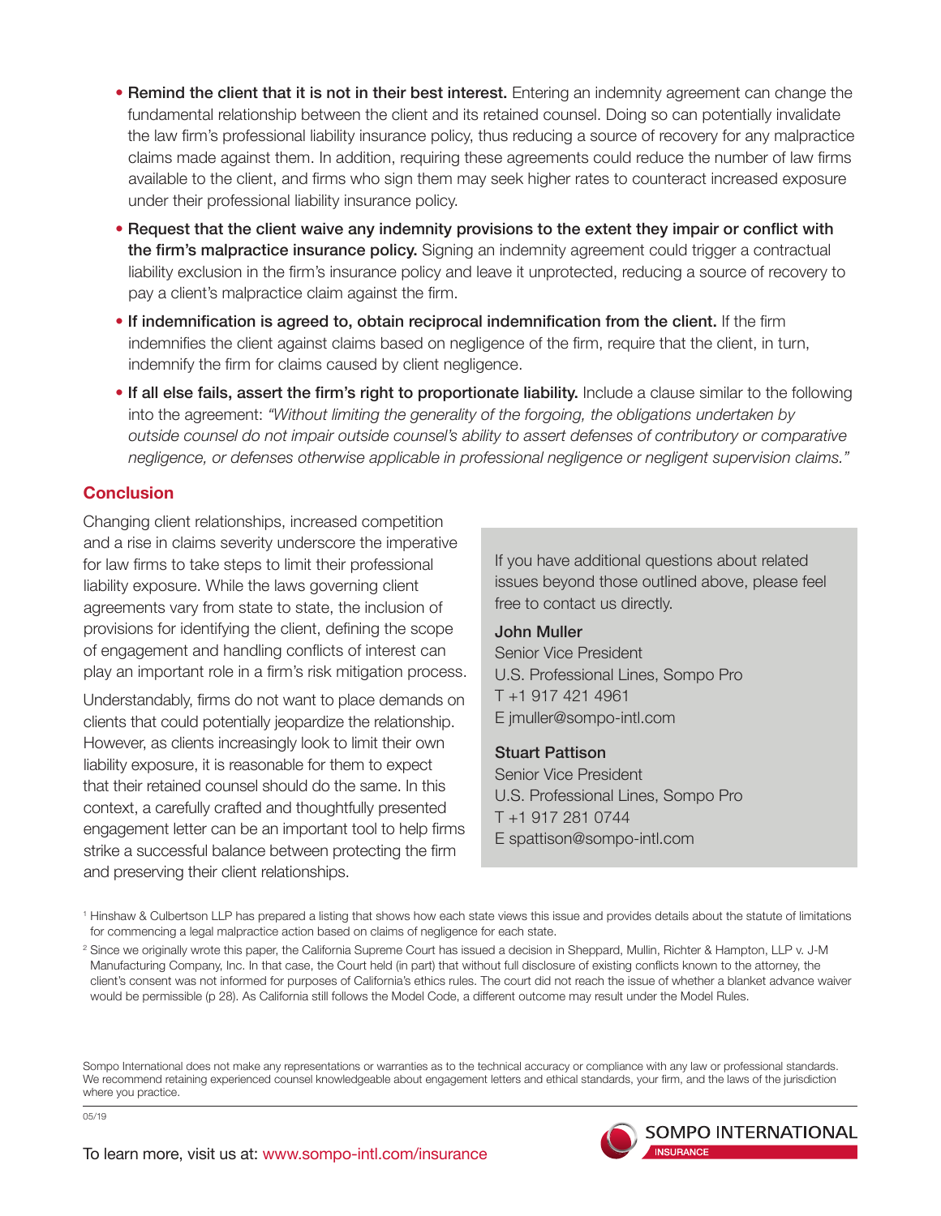- **Remind the client that it is not in their best interest.** Entering an indemnity agreement can change the fundamental relationship between the client and its retained counsel. Doing so can potentially invalidate the law firm's professional liability insurance policy, thus reducing a source of recovery for any malpractice claims made against them. In addition, requiring these agreements could reduce the number of law firms available to the client, and firms who sign them may seek higher rates to counteract increased exposure under their professional liability insurance policy.
- **Request that the client waive any indemnity provisions to the extent they impair or conflict with the firm's malpractice insurance policy.** Signing an indemnity agreement could trigger a contractual liability exclusion in the firm's insurance policy and leave it unprotected, reducing a source of recovery to pay a client's malpractice claim against the firm.
- **If indemnification is agreed to, obtain reciprocal indemnification from the client.** If the firm indemnifies the client against claims based on negligence of the firm, require that the client, in turn, indemnify the firm for claims caused by client negligence.
- **If all else fails, assert the firm's right to proportionate liability.** Include a clause similar to the following into the agreement: *"Without limiting the generality of the forgoing, the obligations undertaken by outside counsel do not impair outside counsel's ability to assert defenses of contributory or comparative negligence, or defenses otherwise applicable in professional negligence or negligent supervision claims."*

## Conclusion

Changing client relationships, increased competition and a rise in claims severity underscore the imperative for law firms to take steps to limit their professional liability exposure. While the laws governing client agreements vary from state to state, the inclusion of provisions for identifying the client, defining the scope of engagement and handling conflicts of interest can play an important role in a firm's risk mitigation process.

Understandably, firms do not want to place demands on clients that could potentially jeopardize the relationship. However, as clients increasingly look to limit their own liability exposure, it is reasonable for them to expect that their retained counsel should do the same. In this context, a carefully crafted and thoughtfully presented engagement letter can be an important tool to help firms strike a successful balance between protecting the firm and preserving their client relationships.

If you have additional questions about related issues beyond those outlined above, please feel free to contact us directly.

**John Muller**
Senior Vice President
U.S. Professional Lines, Sompo Pro
T +1 917 421 4961
E jmuller@sompo-intl.com

**Stuart Pattison**
Senior Vice President
U.S. Professional Lines, Sompo Pro
T +1 917 281 0744
E spattison@sompo-intl.com

[1] Hinshaw & Culbertson LLP has prepared a listing that shows how each state views this issue and provides details about the statute of limitations for commencing a legal malpractice action based on claims of negligence for each state.

[2] Since we originally wrote this paper, the California Supreme Court has issued a decision in Sheppard, Mullin, Richter & Hampton, LLP v. J-M Manufacturing Company, Inc. In that case, the Court held (in part) that without full disclosure of existing conflicts known to the attorney, the client's consent was not informed for purposes of California's ethics rules. The court did not reach the issue of whether a blanket advance waiver would be permissible (p 28). As California still follows the Model Code, a different outcome may result under the Model Rules.

Sompo International does not make any representations or warranties as to the technical accuracy or compliance with any law or professional standards. We recommend retaining experienced counsel knowledgeable about engagement letters and ethical standards, your firm, and the laws of the jurisdiction where you practice.

05/19

To learn more, visit us at: www.sompo-intl.com/insurance

SOMPO INTERNATIONAL INSURANCE